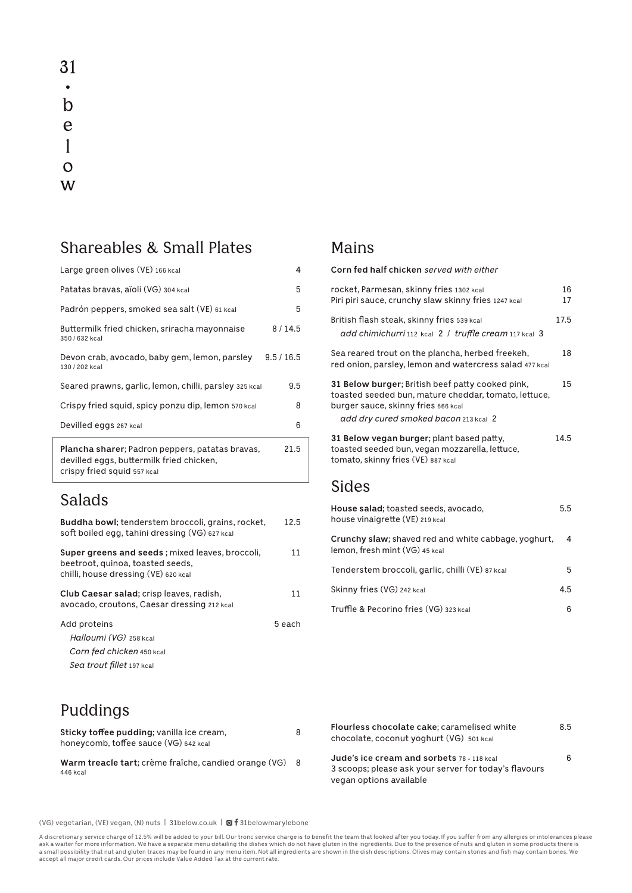# 31 • below

## Shareables & Small Plates

| Item | Price |
|---|---|
| Large green olives (VE) 166 kcal | 4 |
| Patatas bravas, aïoli (VG) 304 kcal | 5 |
| Padrón peppers, smoked sea salt (VE) 61 kcal | 5 |
| Buttermilk fried chicken, sriracha mayonnaise 350 / 632 kcal | 8 / 14.5 |
| Devon crab, avocado, baby gem, lemon, parsley 130 / 202 kcal | 9.5 / 16.5 |
| Seared prawns, garlic, lemon, chilli, parsley 325 kcal | 9.5 |
| Crispy fried squid, spicy ponzu dip, lemon 570 kcal | 8 |
| Devilled eggs 267 kcal | 6 |
| **Plancha sharer**; Padron peppers, patatas bravas, devilled eggs, buttermilk fried chicken, crispy fried squid 557 kcal | 21.5 |

## Salads

| Item | Price |
|---|---|
| **Buddha bowl**; tenderstem broccoli, grains, rocket, soft boiled egg, tahini dressing (VG) 627 kcal | 12.5 |
| **Super greens and seeds** ; mixed leaves, broccoli, beetroot, quinoa, toasted seeds, chilli, house dressing (VE) 620 kcal | 11 |
| **Club Caesar salad**; crisp leaves, radish, avocado, croutons, Caesar dressing 212 kcal | 11 |
| Add proteins | 5 each |
| *Halloumi (VG)* 258 kcal | |
| *Corn fed chicken* 450 kcal | |
| *Sea trout fillet* 197 kcal | |

## Mains

**Corn fed half chicken** *served with either*

| Item | Price |
|---|---|
| rocket, Parmesan, skinny fries 1302 kcal | 16 |
| Piri piri sauce, crunchy slaw skinny fries 1247 kcal | 17 |
| British flash steak, skinny fries 539 kcal | 17.5 |
| *add chimichurri* 112 kcal 2 / *truffle cream* 117 kcal 3 | |
| Sea reared trout on the plancha, herbed freekeh, red onion, parsley, lemon and watercress salad 477 kcal | 18 |
| **31 Below burger**; British beef patty cooked pink, toasted seeded bun, mature cheddar, tomato, lettuce, burger sauce, skinny fries 666 kcal | 15 |
| *add dry cured smoked bacon* 213 kcal 2 | |
| **31 Below vegan burger**; plant based patty, toasted seeded bun, vegan mozzarella, lettuce, tomato, skinny fries (VE) 887 kcal | 14.5 |

## Sides

| Item | Price |
|---|---|
| **House salad**; toasted seeds, avocado, house vinaigrette (VE) 219 kcal | 5.5 |
| **Crunchy slaw**; shaved red and white cabbage, yoghurt, lemon, fresh mint (VG) 45 kcal | 4 |
| Tenderstem broccoli, garlic, chilli (VE) 87 kcal | 5 |
| Skinny fries (VG) 242 kcal | 4.5 |
| Truffle & Pecorino fries (VG) 323 kcal | 6 |

## Puddings

| Item | Price |
|---|---|
| **Sticky toffee pudding**; vanilla ice cream, honeycomb, toffee sauce (VG) 642 kcal | 8 |
| **Warm treacle tart**; crème fraîche, candied orange (VG) 446 kcal | 8 |
| **Flourless chocolate cake**; caramelised white chocolate, coconut yoghurt (VG) 501 kcal | 8.5 |
| **Jude's ice cream and sorbets** 78 - 118 kcal 3 scoops; please ask your server for today's flavours vegan options available | 6 |

(VG) vegetarian, (VE) vegan, (N) nuts | 31below.co.uk | 31belowmarylebone

A discretionary service charge of 12.5% will be added to your bill. Our tronc service charge is to benefit the team that looked after you today. If you suffer from any allergies or intolerances please ask a waiter for more information. We have a separate menu detailing the dishes which do not have gluten in the ingredients. Due to the presence of nuts and gluten in some products there is a small possibility that nut and gluten traces may be found in any menu item. Not all ingredients are shown in the dish descriptions. Olives may contain stones and fish may contain bones. We accept all major credit cards. Our prices include Value Added Tax at the current rate.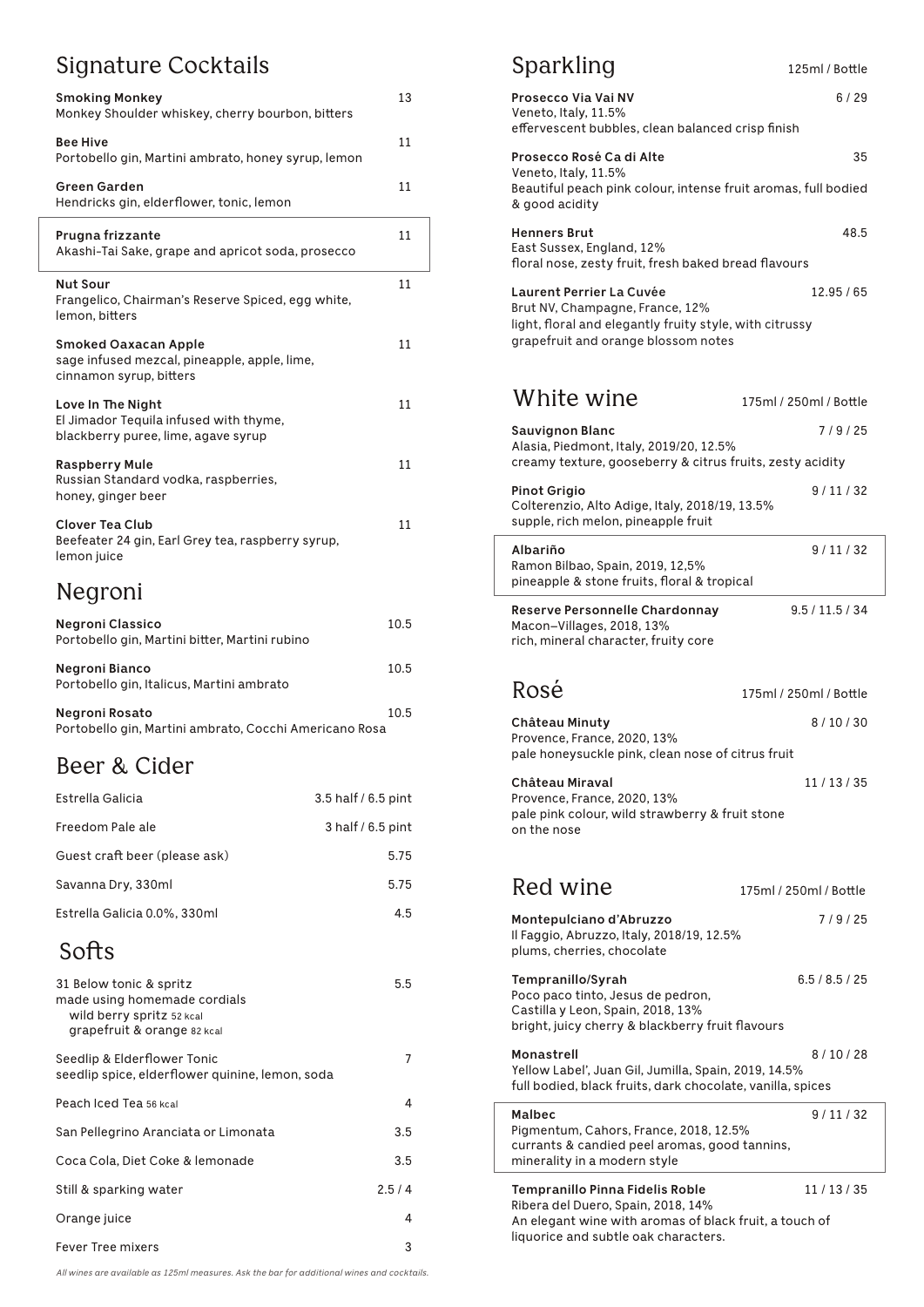## Signature Cocktails

**Smoking Monkey** 13
Monkey Shoulder whiskey, cherry bourbon, bitters

**Bee Hive** 11
Portobello gin, Martini ambrato, honey syrup, lemon

**Green Garden** 11
Hendricks gin, elderflower, tonic, lemon

**Prugna frizzante** 11
Akashi-Tai Sake, grape and apricot soda, prosecco

**Nut Sour** 11
Frangelico, Chairman's Reserve Spiced, egg white, lemon, bitters

**Smoked Oaxacan Apple** 11
sage infused mezcal, pineapple, apple, lime, cinnamon syrup, bitters

**Love In The Night** 11
El Jimador Tequila infused with thyme, blackberry puree, lime, agave syrup

**Raspberry Mule** 11
Russian Standard vodka, raspberries, honey, ginger beer

**Clover Tea Club** 11
Beefeater 24 gin, Earl Grey tea, raspberry syrup, lemon juice

## Negroni

**Negroni Classico** 10.5
Portobello gin, Martini bitter, Martini rubino

**Negroni Bianco** 10.5
Portobello gin, Italicus, Martini ambrato

**Negroni Rosato** 10.5
Portobello gin, Martini ambrato, Cocchi Americano Rosa

## Beer & Cider

| | |
|---|---|
| Estrella Galicia | 3.5 half / 6.5 pint |
| Freedom Pale ale | 3 half / 6.5 pint |
| Guest craft beer (please ask) | 5.75 |
| Savanna Dry, 330ml | 5.75 |
| Estrella Galicia 0.0%, 330ml | 4.5 |

## Softs

| | |
|---|---|
| 31 Below tonic & spritz<br>made using homemade cordials<br>wild berry spritz 52 kcal<br>grapefruit & orange 82 kcal | 5.5 |
| Seedlip & Elderflower Tonic<br>seedlip spice, elderflower quinine, lemon, soda | 7 |
| Peach Iced Tea 56 kcal | 4 |
| San Pellegrino Aranciata or Limonata | 3.5 |
| Coca Cola, Diet Coke & lemonade | 3.5 |
| Still & sparking water | 2.5 / 4 |
| Orange juice | 4 |
| Fever Tree mixers | 3 |

*All wines are available as 125ml measures. Ask the bar for additional wines and cocktails.*

## Sparkling
125ml / Bottle

**Prosecco Via Vai NV** 6 / 29
Veneto, Italy, 11.5%
effervescent bubbles, clean balanced crisp finish

**Prosecco Rosé Ca di Alte** 35
Veneto, Italy, 11.5%
Beautiful peach pink colour, intense fruit aromas, full bodied & good acidity

**Henners Brut** 48.5
East Sussex, England, 12%
floral nose, zesty fruit, fresh baked bread flavours

**Laurent Perrier La Cuvée** 12.95 / 65
Brut NV, Champagne, France, 12%
light, floral and elegantly fruity style, with citrussy grapefruit and orange blossom notes

## White wine
175ml / 250ml / Bottle

**Sauvignon Blanc** 7 / 9 / 25
Alasia, Piedmont, Italy, 2019/20, 12.5%
creamy texture, gooseberry & citrus fruits, zesty acidity

**Pinot Grigio** 9 / 11 / 32
Colterenzio, Alto Adige, Italy, 2018/19, 13.5%
supple, rich melon, pineapple fruit

**Albariño** 9 / 11 / 32
Ramon Bilbao, Spain, 2019, 12,5%
pineapple & stone fruits, floral & tropical

**Reserve Personnelle Chardonnay** 9.5 / 11.5 / 34
Macon–Villages, 2018, 13%
rich, mineral character, fruity core

## Rosé
175ml / 250ml / Bottle

**Château Minuty** 8 / 10 / 30
Provence, France, 2020, 13%
pale honeysuckle pink, clean nose of citrus fruit

**Château Miraval** 11 / 13 / 35
Provence, France, 2020, 13%
pale pink colour, wild strawberry & fruit stone on the nose

## Red wine
175ml / 250ml / Bottle

**Montepulciano d'Abruzzo** 7 / 9 / 25
Il Faggio, Abruzzo, Italy, 2018/19, 12.5%
plums, cherries, chocolate

**Tempranillo/Syrah** 6.5 / 8.5 / 25
Poco paco tinto, Jesus de pedron, Castilla y Leon, Spain, 2018, 13%
bright, juicy cherry & blackberry fruit flavours

**Monastrell** 8 / 10 / 28
Yellow Label', Juan Gil, Jumilla, Spain, 2019, 14.5%
full bodied, black fruits, dark chocolate, vanilla, spices

**Malbec** 9 / 11 / 32
Pigmentum, Cahors, France, 2018, 12.5%
currants & candied peel aromas, good tannins, minerality in a modern style

**Tempranillo Pinna Fidelis Roble** 11 / 13 / 35
Ribera del Duero, Spain, 2018, 14%
An elegant wine with aromas of black fruit, a touch of liquorice and subtle oak characters.